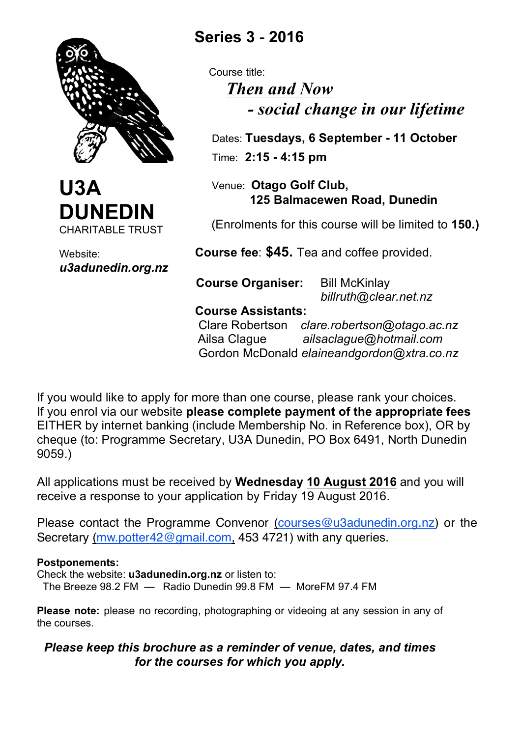# U3A DUNEDIN

CHARITABLE TRUST

Website:
***u3adunedin.org.nz***

## Series 3 - 2016

Course title:

***Then and Now***
***- social change in our lifetime***

Dates: **Tuesdays, 6 September - 11 October**

Time: **2:15 - 4:15 pm**

Venue: **Otago Golf Club, 125 Balmacewen Road, Dunedin**

(Enrolments for this course will be limited to **150.)**

**Course fee**: **$45.** Tea and coffee provided.

**Course Organiser:** Bill McKinlay *billruth@clear.net.nz*

**Course Assistants:**
Clare Robertson *clare.robertson@otago.ac.nz*
Ailsa Clague *ailsaclague@hotmail.com*
Gordon McDonald *elaineandgordon@xtra.co.nz*

If you would like to apply for more than one course, please rank your choices. If you enrol via our website **please complete payment of the appropriate fees** EITHER by internet banking (include Membership No. in Reference box), OR by cheque (to: Programme Secretary, U3A Dunedin, PO Box 6491, North Dunedin 9059.)

All applications must be received by **Wednesday 10 August 2016** and you will receive a response to your application by Friday 19 August 2016.

Please contact the Programme Convenor (courses@u3adunedin.org.nz) or the Secretary (mw.potter42@gmail.com, 453 4721) with any queries.

**Postponements:**
Check the website: **u3adunedin.org.nz** or listen to:
The Breeze 98.2 FM — Radio Dunedin 99.8 FM — MoreFM 97.4 FM

**Please note:** please no recording, photographing or videoing at any session in any of the courses.

***Please keep this brochure as a reminder of venue, dates, and times for the courses for which you apply.***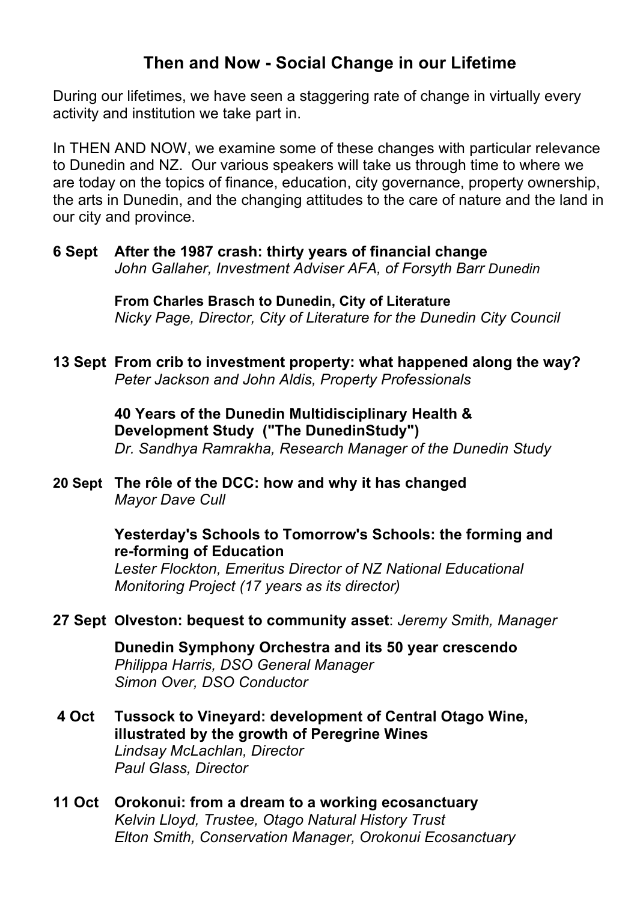## Then and Now - Social Change in our Lifetime

During our lifetimes, we have seen a staggering rate of change in virtually every activity and institution we take part in.

In THEN AND NOW, we examine some of these changes with particular relevance to Dunedin and NZ. Our various speakers will take us through time to where we are today on the topics of finance, education, city governance, property ownership, the arts in Dunedin, and the changing attitudes to the care of nature and the land in our city and province.

**6 Sept** **After the 1987 crash: thirty years of financial change**
*John Gallaher, Investment Adviser AFA, of Forsyth Barr Dunedin*

**From Charles Brasch to Dunedin, City of Literature**
*Nicky Page, Director, City of Literature for the Dunedin City Council*

**13 Sept** **From crib to investment property: what happened along the way?**
*Peter Jackson and John Aldis, Property Professionals*

**40 Years of the Dunedin Multidisciplinary Health & Development Study ("The DunedinStudy")**
*Dr. Sandhya Ramrakha, Research Manager of the Dunedin Study*

**20 Sept** **The rôle of the DCC: how and why it has changed**
*Mayor Dave Cull*

**Yesterday's Schools to Tomorrow's Schools: the forming and re-forming of Education**
*Lester Flockton, Emeritus Director of NZ National Educational Monitoring Project (17 years as its director)*

**27 Sept** **Olveston: bequest to community asset**: *Jeremy Smith, Manager*

**Dunedin Symphony Orchestra and its 50 year crescendo**
*Philippa Harris, DSO General Manager*
*Simon Over, DSO Conductor*

**4 Oct** **Tussock to Vineyard: development of Central Otago Wine, illustrated by the growth of Peregrine Wines**
*Lindsay McLachlan, Director*
*Paul Glass, Director*

**11 Oct** **Orokonui: from a dream to a working ecosanctuary**
*Kelvin Lloyd, Trustee, Otago Natural History Trust*
*Elton Smith, Conservation Manager, Orokonui Ecosanctuary*